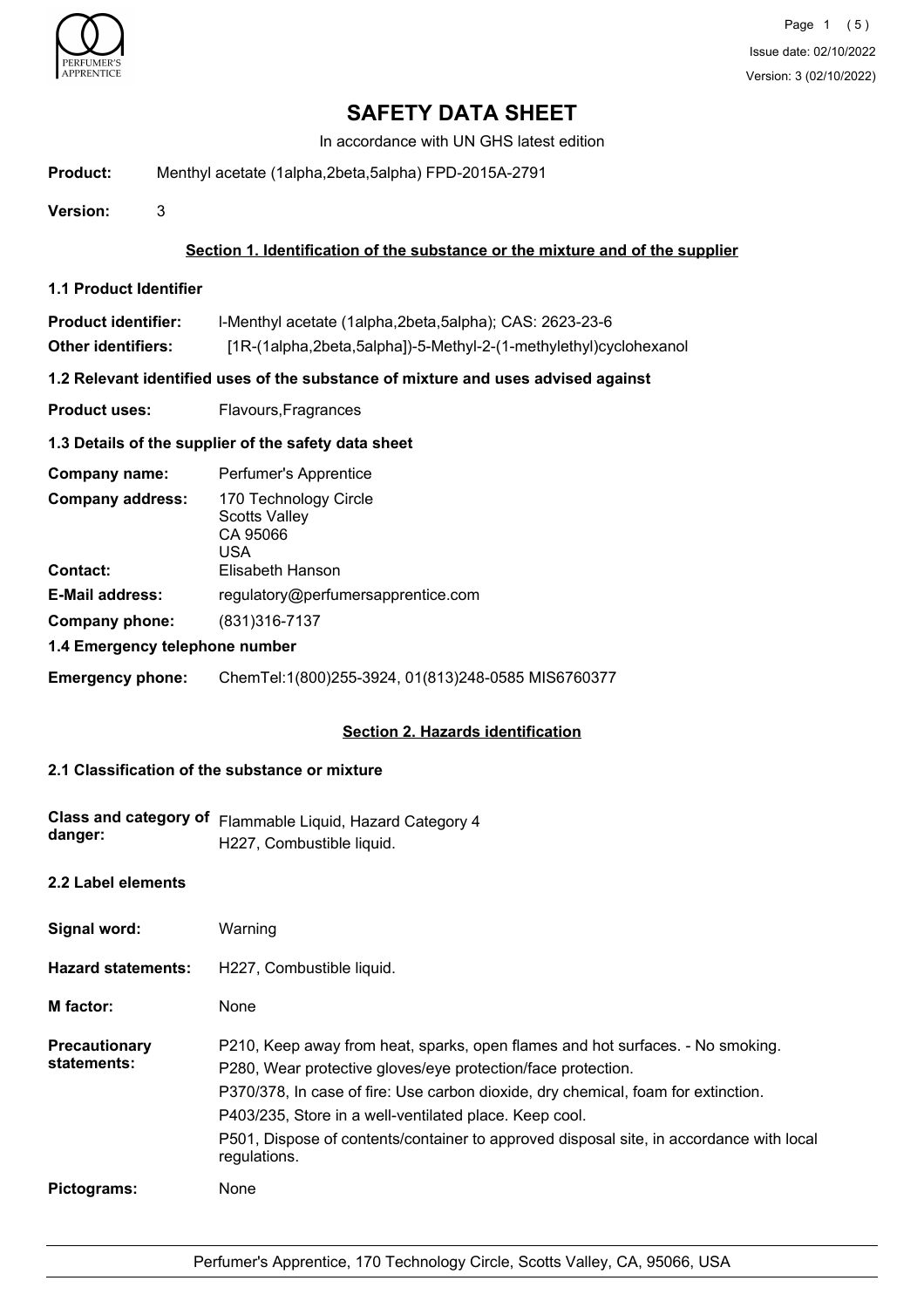# SAFETY DATA SHEET

In accordance with UN GHS latest edition

**Product:** Menthyl acetate (1alpha,2beta,5alpha) FPD-2015A-2791

**Version:** 3

## Section 1. Identification of the substance or the mixture and of the supplier

### 1.1 Product Identifier

**Product identifier:** l-Menthyl acetate (1alpha,2beta,5alpha); CAS: 2623-23-6

**Other identifiers:** [1R-(1alpha,2beta,5alpha])-5-Methyl-2-(1-methylethyl)cyclohexanol

### 1.2 Relevant identified uses of the substance of mixture and uses advised against

**Product uses:** Flavours,Fragrances

### 1.3 Details of the supplier of the safety data sheet

**Company name:** Perfumer's Apprentice

**Company address:** 170 Technology Circle
Scotts Valley
CA 95066
USA

**Contact:** Elisabeth Hanson

**E-Mail address:** regulatory@perfumersapprentice.com

**Company phone:** (831)316-7137

### 1.4 Emergency telephone number

**Emergency phone:** ChemTel:1(800)255-3924, 01(813)248-0585 MIS6760377

## Section 2. Hazards identification

### 2.1 Classification of the substance or mixture

**Class and category of danger:** Flammable Liquid, Hazard Category 4
H227, Combustible liquid.

### 2.2 Label elements

**Signal word:** Warning

**Hazard statements:** H227, Combustible liquid.

**M factor:** None

**Precautionary statements:**
P210, Keep away from heat, sparks, open flames and hot surfaces. - No smoking.
P280, Wear protective gloves/eye protection/face protection.
P370/378, In case of fire: Use carbon dioxide, dry chemical, foam for extinction.
P403/235, Store in a well-ventilated place. Keep cool.
P501, Dispose of contents/container to approved disposal site, in accordance with local regulations.

**Pictograms:** None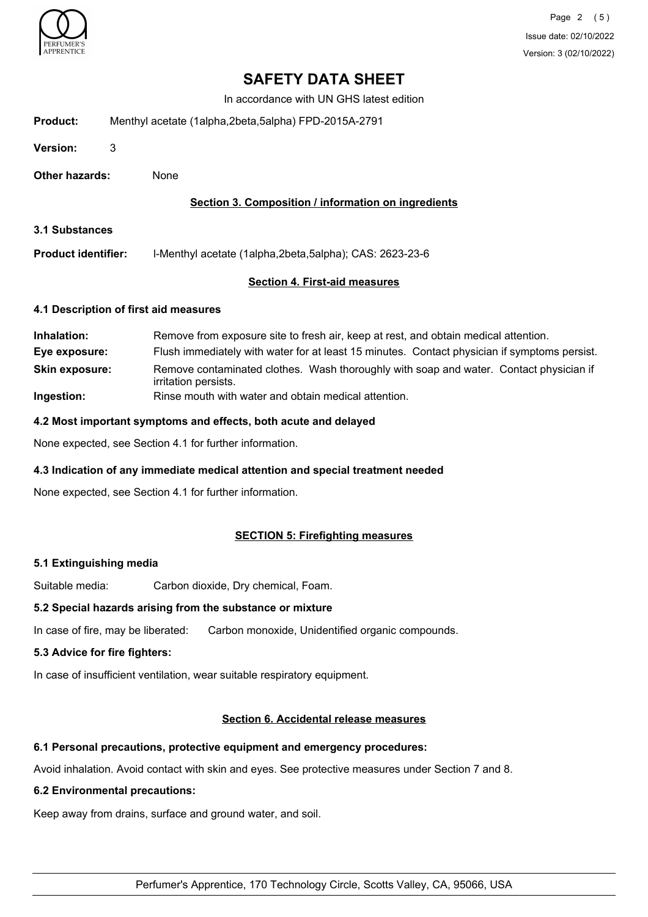# SAFETY DATA SHEET

In accordance with UN GHS latest edition

**Product:** Menthyl acetate (1alpha,2beta,5alpha) FPD-2015A-2791

**Version:** 3

**Other hazards:** None

## Section 3. Composition / information on ingredients

**3.1 Substances**

**Product identifier:** l-Menthyl acetate (1alpha,2beta,5alpha); CAS: 2623-23-6

## Section 4. First-aid measures

### 4.1 Description of first aid measures

**Inhalation:** Remove from exposure site to fresh air, keep at rest, and obtain medical attention.

**Eye exposure:** Flush immediately with water for at least 15 minutes. Contact physician if symptoms persist.

**Skin exposure:** Remove contaminated clothes. Wash thoroughly with soap and water. Contact physician if irritation persists.

**Ingestion:** Rinse mouth with water and obtain medical attention.

### 4.2 Most important symptoms and effects, both acute and delayed

None expected, see Section 4.1 for further information.

### 4.3 Indication of any immediate medical attention and special treatment needed

None expected, see Section 4.1 for further information.

## SECTION 5: Firefighting measures

### 5.1 Extinguishing media

Suitable media: Carbon dioxide, Dry chemical, Foam.

### 5.2 Special hazards arising from the substance or mixture

In case of fire, may be liberated: Carbon monoxide, Unidentified organic compounds.

### 5.3 Advice for fire fighters:

In case of insufficient ventilation, wear suitable respiratory equipment.

## Section 6. Accidental release measures

### 6.1 Personal precautions, protective equipment and emergency procedures:

Avoid inhalation. Avoid contact with skin and eyes. See protective measures under Section 7 and 8.

### 6.2 Environmental precautions:

Keep away from drains, surface and ground water, and soil.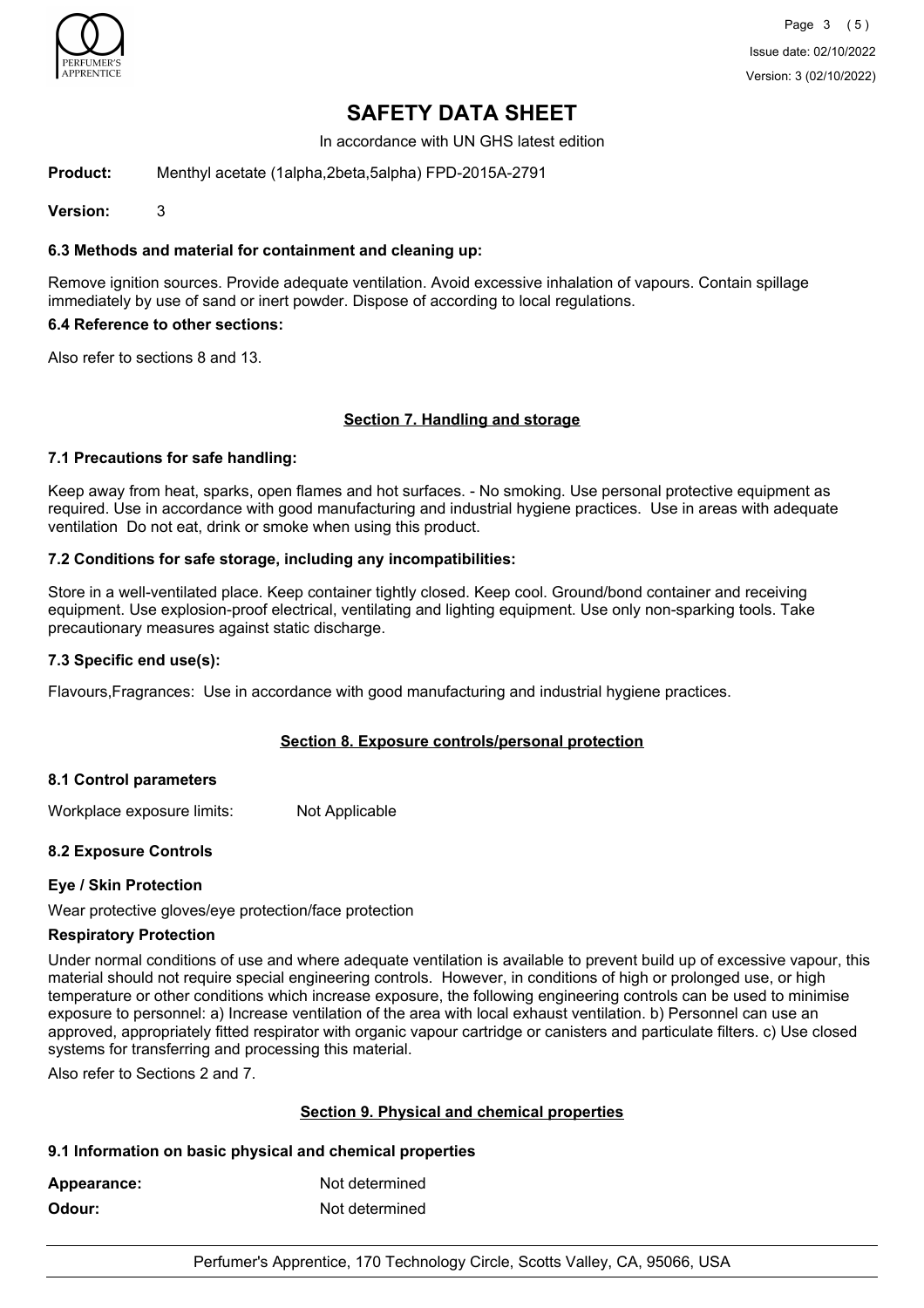# SAFETY DATA SHEET

In accordance with UN GHS latest edition

**Product:** Menthyl acetate (1alpha,2beta,5alpha) FPD-2015A-2791

**Version:** 3

### 6.3 Methods and material for containment and cleaning up:

Remove ignition sources. Provide adequate ventilation. Avoid excessive inhalation of vapours. Contain spillage immediately by use of sand or inert powder. Dispose of according to local regulations.

### 6.4 Reference to other sections:

Also refer to sections 8 and 13.

## Section 7. Handling and storage

### 7.1 Precautions for safe handling:

Keep away from heat, sparks, open flames and hot surfaces. - No smoking. Use personal protective equipment as required. Use in accordance with good manufacturing and industrial hygiene practices. Use in areas with adequate ventilation Do not eat, drink or smoke when using this product.

### 7.2 Conditions for safe storage, including any incompatibilities:

Store in a well-ventilated place. Keep container tightly closed. Keep cool. Ground/bond container and receiving equipment. Use explosion-proof electrical, ventilating and lighting equipment. Use only non-sparking tools. Take precautionary measures against static discharge.

### 7.3 Specific end use(s):

Flavours,Fragrances: Use in accordance with good manufacturing and industrial hygiene practices.

## Section 8. Exposure controls/personal protection

### 8.1 Control parameters

Workplace exposure limits: Not Applicable

### 8.2 Exposure Controls

**Eye / Skin Protection**

Wear protective gloves/eye protection/face protection

**Respiratory Protection**

Under normal conditions of use and where adequate ventilation is available to prevent build up of excessive vapour, this material should not require special engineering controls. However, in conditions of high or prolonged use, or high temperature or other conditions which increase exposure, the following engineering controls can be used to minimise exposure to personnel: a) Increase ventilation of the area with local exhaust ventilation. b) Personnel can use an approved, appropriately fitted respirator with organic vapour cartridge or canisters and particulate filters. c) Use closed systems for transferring and processing this material.

Also refer to Sections 2 and 7.

## Section 9. Physical and chemical properties

### 9.1 Information on basic physical and chemical properties

**Appearance:** Not determined

**Odour:** Not determined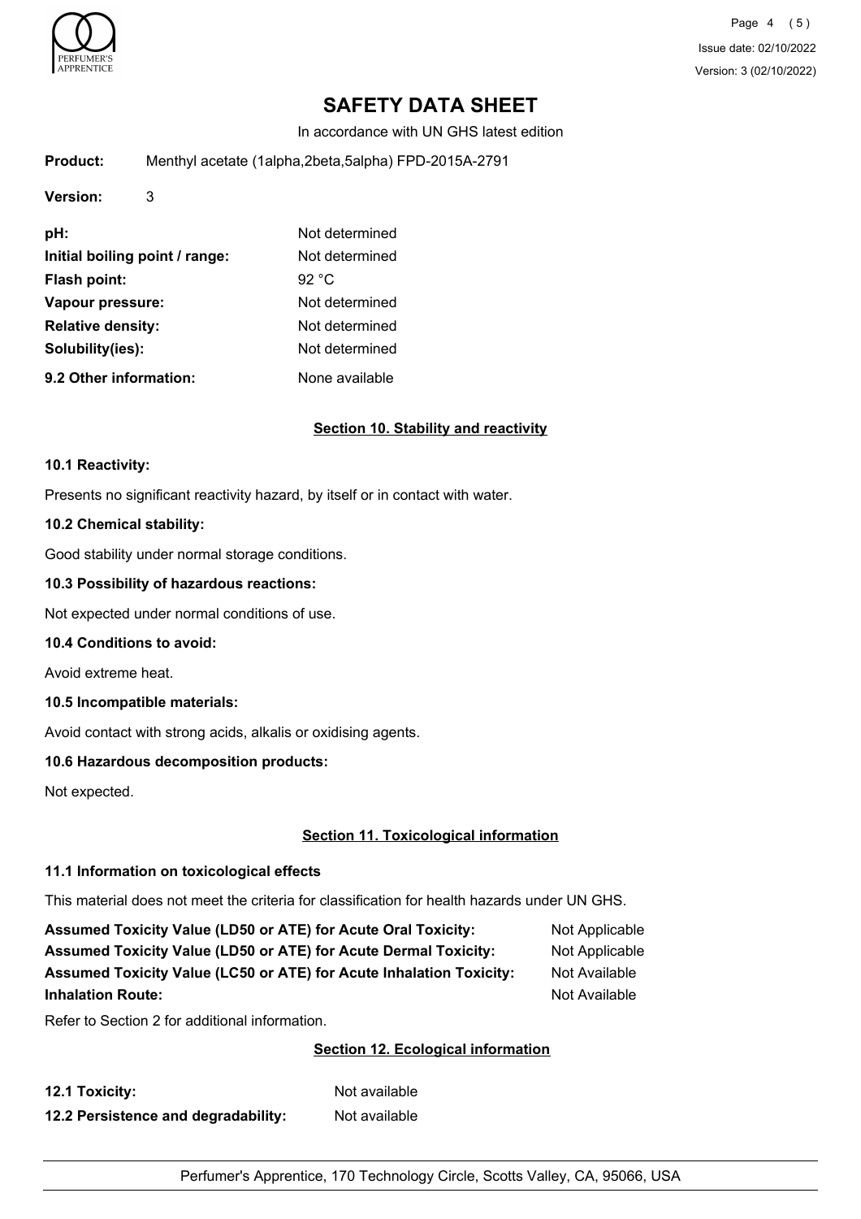# SAFETY DATA SHEET

In accordance with UN GHS latest edition

**Product:** Menthyl acetate (1alpha,2beta,5alpha) FPD-2015A-2791

**Version:** 3

| | |
|---|---|
| **pH:** | Not determined |
| **Initial boiling point / range:** | Not determined |
| **Flash point:** | 92 °C |
| **Vapour pressure:** | Not determined |
| **Relative density:** | Not determined |
| **Solubility(ies):** | Not determined |
| **9.2 Other information:** | None available |

## Section 10. Stability and reactivity

### 10.1 Reactivity:

Presents no significant reactivity hazard, by itself or in contact with water.

### 10.2 Chemical stability:

Good stability under normal storage conditions.

### 10.3 Possibility of hazardous reactions:

Not expected under normal conditions of use.

### 10.4 Conditions to avoid:

Avoid extreme heat.

### 10.5 Incompatible materials:

Avoid contact with strong acids, alkalis or oxidising agents.

### 10.6 Hazardous decomposition products:

Not expected.

## Section 11. Toxicological information

### 11.1 Information on toxicological effects

This material does not meet the criteria for classification for health hazards under UN GHS.

| | |
|---|---|
| **Assumed Toxicity Value (LD50 or ATE) for Acute Oral Toxicity:** | Not Applicable |
| **Assumed Toxicity Value (LD50 or ATE) for Acute Dermal Toxicity:** | Not Applicable |
| **Assumed Toxicity Value (LC50 or ATE) for Acute Inhalation Toxicity:** | Not Available |
| **Inhalation Route:** | Not Available |

Refer to Section 2 for additional information.

## Section 12. Ecological information

| | |
|---|---|
| **12.1 Toxicity:** | Not available |
| **12.2 Persistence and degradability:** | Not available |

Perfumer's Apprentice, 170 Technology Circle, Scotts Valley, CA, 95066, USA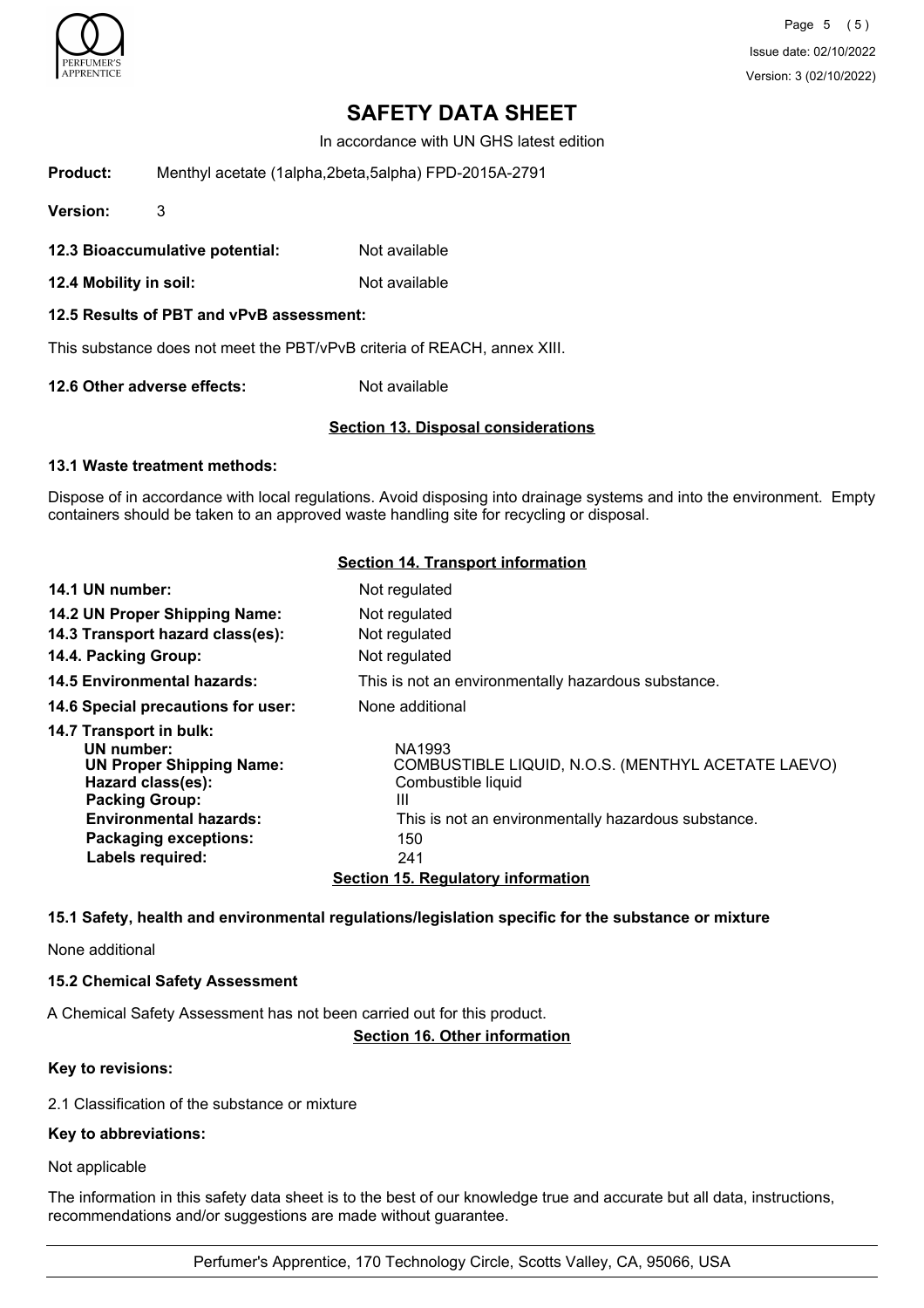# SAFETY DATA SHEET

In accordance with UN GHS latest edition

**Product:** Menthyl acetate (1alpha,2beta,5alpha) FPD-2015A-2791

**Version:** 3

**12.3 Bioaccumulative potential:** Not available

**12.4 Mobility in soil:** Not available

**12.5 Results of PBT and vPvB assessment:**

This substance does not meet the PBT/vPvB criteria of REACH, annex XIII.

**12.6 Other adverse effects:** Not available

## Section 13. Disposal considerations

**13.1 Waste treatment methods:**

Dispose of in accordance with local regulations. Avoid disposing into drainage systems and into the environment. Empty containers should be taken to an approved waste handling site for recycling or disposal.

## Section 14. Transport information

**14.1 UN number:** Not regulated

**14.2 UN Proper Shipping Name:** Not regulated

**14.3 Transport hazard class(es):** Not regulated

**14.4. Packing Group:** Not regulated

**14.5 Environmental hazards:** This is not an environmentally hazardous substance.

**14.6 Special precautions for user:** None additional

**14.7 Transport in bulk:**

**UN number:** NA1993

**UN Proper Shipping Name:** COMBUSTIBLE LIQUID, N.O.S. (MENTHYL ACETATE LAEVO)

**Hazard class(es):** Combustible liquid

**Packing Group:** III

**Environmental hazards:** This is not an environmentally hazardous substance.

**Packaging exceptions:** 150

**Labels required:** 241

## Section 15. Regulatory information

**15.1 Safety, health and environmental regulations/legislation specific for the substance or mixture**

None additional

**15.2 Chemical Safety Assessment**

A Chemical Safety Assessment has not been carried out for this product.

## Section 16. Other information

**Key to revisions:**

2.1 Classification of the substance or mixture

**Key to abbreviations:**

Not applicable

The information in this safety data sheet is to the best of our knowledge true and accurate but all data, instructions, recommendations and/or suggestions are made without guarantee.